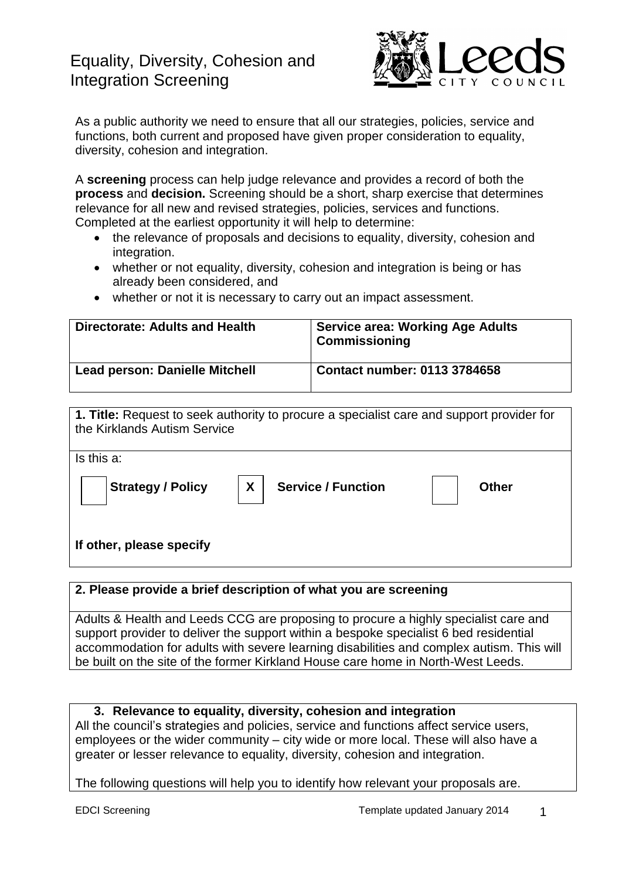# Equality, Diversity, Cohesion and Integration Screening

As a public authority we need to ensure that all our strategies, policies, service and functions, both current and proposed have given proper consideration to equality, diversity, cohesion and integration.

A **screening** process can help judge relevance and provides a record of both the **process** and **decision.** Screening should be a short, sharp exercise that determines relevance for all new and revised strategies, policies, services and functions. Completed at the earliest opportunity it will help to determine:

- the relevance of proposals and decisions to equality, diversity, cohesion and integration.
- whether or not equality, diversity, cohesion and integration is being or has already been considered, and
- whether or not it is necessary to carry out an impact assessment.

| **Directorate: Adults and Health** | **Service area: Working Age Adults Commissioning** |
|---|---|
| **Lead person: Danielle Mitchell** | **Contact number: 0113 3784658** |

**1. Title:** Request to seek authority to procure a specialist care and support provider for the Kirklands Autism Service

Is this a:

| | | | | | |
|---|---|---|---|---|---|
| | **Strategy / Policy** | X | **Service / Function** | | **Other** |

**If other, please specify**

**2. Please provide a brief description of what you are screening**

Adults & Health and Leeds CCG are proposing to procure a highly specialist care and support provider to deliver the support within a bespoke specialist 6 bed residential accommodation for adults with severe learning disabilities and complex autism. This will be built on the site of the former Kirkland House care home in North-West Leeds.

**3. Relevance to equality, diversity, cohesion and integration**

All the council's strategies and policies, service and functions affect service users, employees or the wider community – city wide or more local. These will also have a greater or lesser relevance to equality, diversity, cohesion and integration.

The following questions will help you to identify how relevant your proposals are.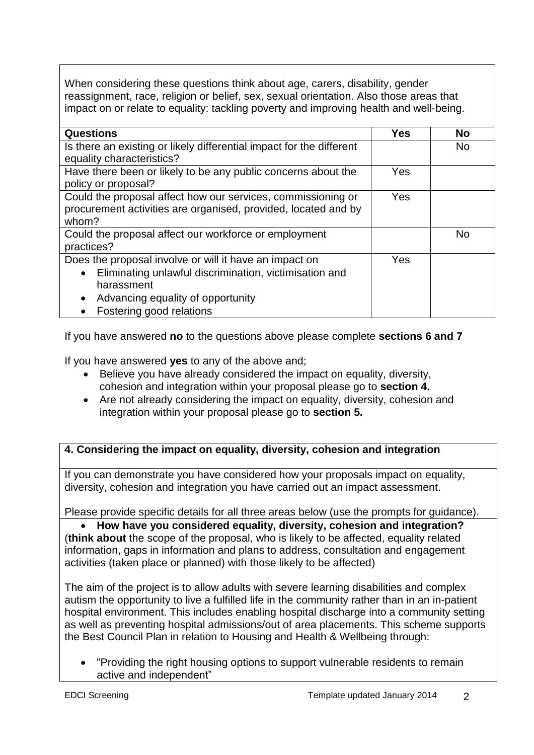When considering these questions think about age, carers, disability, gender reassignment, race, religion or belief, sex, sexual orientation. Also those areas that impact on or relate to equality: tackling poverty and improving health and well-being.

| Questions | Yes | No |
|---|---|---|
| Is there an existing or likely differential impact for the different equality characteristics? | | No |
| Have there been or likely to be any public concerns about the policy or proposal? | Yes | |
| Could the proposal affect how our services, commissioning or procurement activities are organised, provided, located and by whom? | Yes | |
| Could the proposal affect our workforce or employment practices? | | No |
| Does the proposal involve or will it have an impact on<br>• Eliminating unlawful discrimination, victimisation and harassment<br>• Advancing equality of opportunity<br>• Fostering good relations | Yes | |

If you have answered **no** to the questions above please complete **sections 6 and 7**

If you have answered **yes** to any of the above and;

- Believe you have already considered the impact on equality, diversity, cohesion and integration within your proposal please go to **section 4.**
- Are not already considering the impact on equality, diversity, cohesion and integration within your proposal please go to **section 5.**

## 4. Considering the impact on equality, diversity, cohesion and integration

If you can demonstrate you have considered how your proposals impact on equality, diversity, cohesion and integration you have carried out an impact assessment.

Please provide specific details for all three areas below (use the prompts for guidance).

- **How have you considered equality, diversity, cohesion and integration?**

(**think about** the scope of the proposal, who is likely to be affected, equality related information, gaps in information and plans to address, consultation and engagement activities (taken place or planned) with those likely to be affected)

The aim of the project is to allow adults with severe learning disabilities and complex autism the opportunity to live a fulfilled life in the community rather than in an in-patient hospital environment. This includes enabling hospital discharge into a community setting as well as preventing hospital admissions/out of area placements. This scheme supports the Best Council Plan in relation to Housing and Health & Wellbeing through:

- "Providing the right housing options to support vulnerable residents to remain active and independent"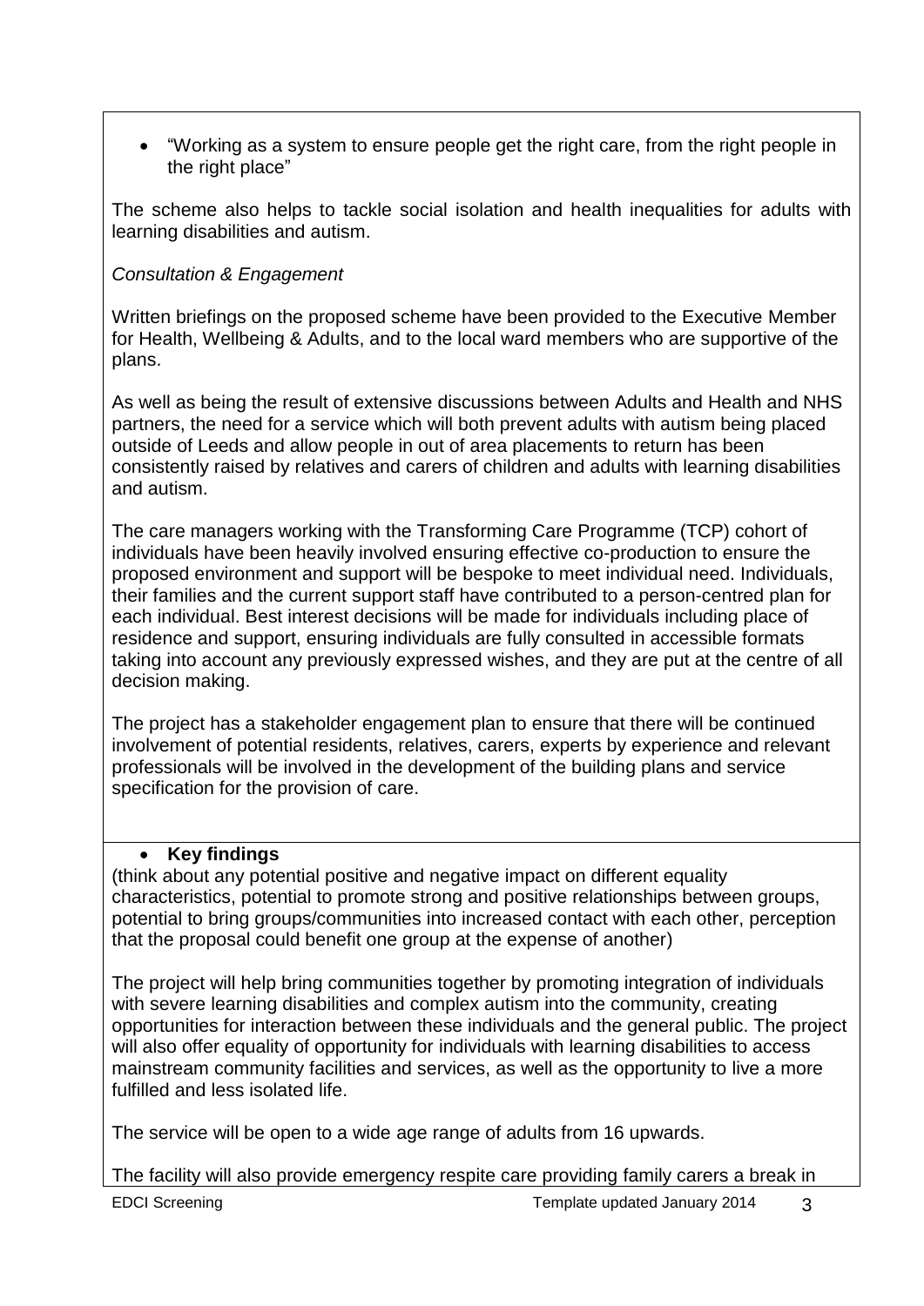- "Working as a system to ensure people get the right care, from the right people in the right place"

The scheme also helps to tackle social isolation and health inequalities for adults with learning disabilities and autism.

*Consultation & Engagement*

Written briefings on the proposed scheme have been provided to the Executive Member for Health, Wellbeing & Adults, and to the local ward members who are supportive of the plans.

As well as being the result of extensive discussions between Adults and Health and NHS partners, the need for a service which will both prevent adults with autism being placed outside of Leeds and allow people in out of area placements to return has been consistently raised by relatives and carers of children and adults with learning disabilities and autism.

The care managers working with the Transforming Care Programme (TCP) cohort of individuals have been heavily involved ensuring effective co-production to ensure the proposed environment and support will be bespoke to meet individual need. Individuals, their families and the current support staff have contributed to a person-centred plan for each individual. Best interest decisions will be made for individuals including place of residence and support, ensuring individuals are fully consulted in accessible formats taking into account any previously expressed wishes, and they are put at the centre of all decision making.

The project has a stakeholder engagement plan to ensure that there will be continued involvement of potential residents, relatives, carers, experts by experience and relevant professionals will be involved in the development of the building plans and service specification for the provision of care.

- **Key findings**

(think about any potential positive and negative impact on different equality characteristics, potential to promote strong and positive relationships between groups, potential to bring groups/communities into increased contact with each other, perception that the proposal could benefit one group at the expense of another)

The project will help bring communities together by promoting integration of individuals with severe learning disabilities and complex autism into the community, creating opportunities for interaction between these individuals and the general public. The project will also offer equality of opportunity for individuals with learning disabilities to access mainstream community facilities and services, as well as the opportunity to live a more fulfilled and less isolated life.

The service will be open to a wide age range of adults from 16 upwards.

The facility will also provide emergency respite care providing family carers a break in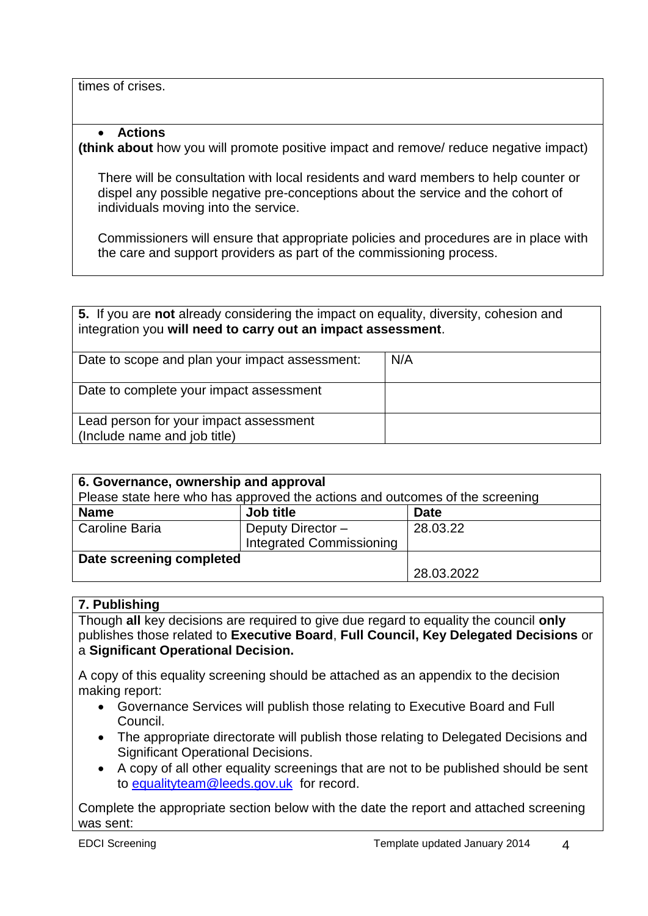times of crises.

- **Actions**

**(think about** how you will promote positive impact and remove/ reduce negative impact)

There will be consultation with local residents and ward members to help counter or dispel any possible negative pre-conceptions about the service and the cohort of individuals moving into the service.

Commissioners will ensure that appropriate policies and procedures are in place with the care and support providers as part of the commissioning process.

**5.** If you are **not** already considering the impact on equality, diversity, cohesion and integration you **will need to carry out an impact assessment**.

| | |
|---|---|
| Date to scope and plan your impact assessment: | N/A |
| Date to complete your impact assessment | |
| Lead person for your impact assessment (Include name and job title) | |

**6. Governance, ownership and approval**

Please state here who has approved the actions and outcomes of the screening

| Name | Job title | Date |
|---|---|---|
| Caroline Baria | Deputy Director – Integrated Commissioning | 28.03.22 |
| **Date screening completed** | | 28.03.2022 |

**7. Publishing**

Though **all** key decisions are required to give due regard to equality the council **only** publishes those related to **Executive Board**, **Full Council, Key Delegated Decisions** or a **Significant Operational Decision.**

A copy of this equality screening should be attached as an appendix to the decision making report:

- Governance Services will publish those relating to Executive Board and Full Council.
- The appropriate directorate will publish those relating to Delegated Decisions and Significant Operational Decisions.
- A copy of all other equality screenings that are not to be published should be sent to equalityteam@leeds.gov.uk for record.

Complete the appropriate section below with the date the report and attached screening was sent: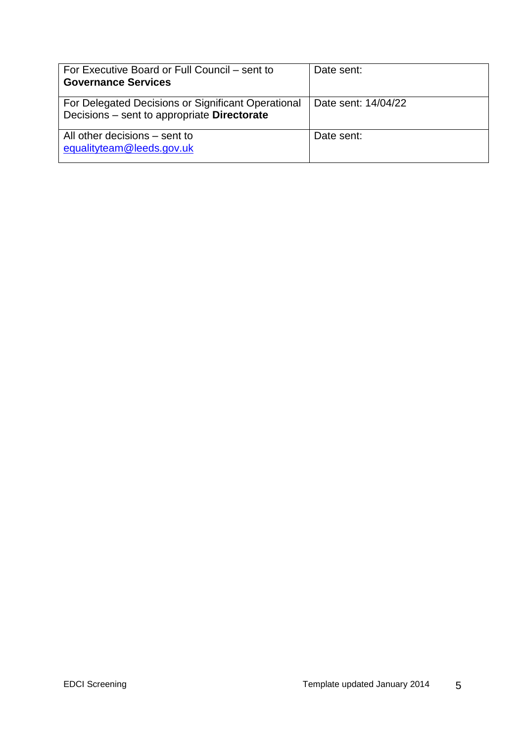| | |
|---|---|
| For Executive Board or Full Council – sent to **Governance Services** | Date sent: |
| For Delegated Decisions or Significant Operational Decisions – sent to appropriate **Directorate** | Date sent: 14/04/22 |
| All other decisions – sent to equalityteam@leeds.gov.uk | Date sent: |